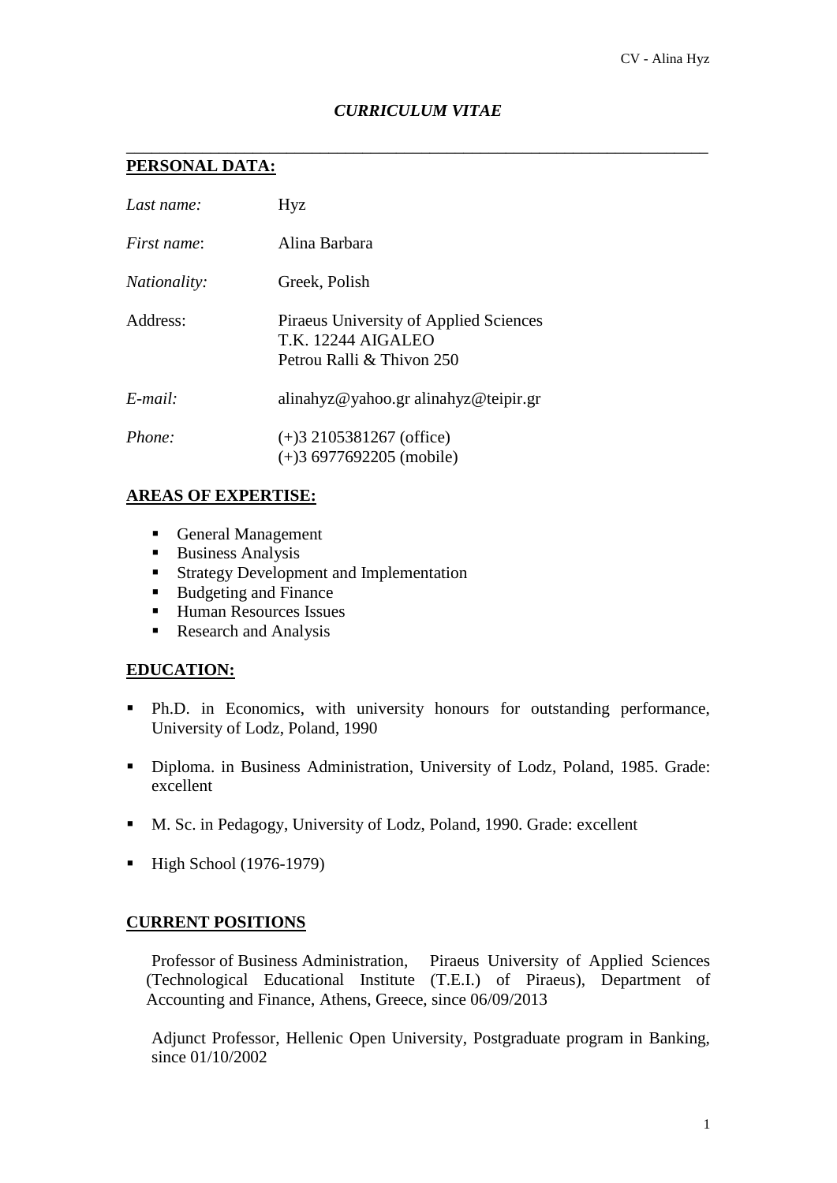*CURRICULUM VITAE*

---

## PERSONAL DATA:

| | |
|---|---|
| *Last name:* | Hyz |
| *First name*: | Alina Barbara |
| *Nationality:* | Greek, Polish |
| Address: | Piraeus University of Applied Sciences<br>T.K. 12244 AIGALEO<br>Petrou Ralli & Thivon 250 |
| *E-mail:* | alinahyz@yahoo.gr alinahyz@teipir.gr |
| *Phone:* | (+)3 2105381267 (office)<br>(+)3 6977692205 (mobile) |

## AREAS OF EXPERTISE:

- General Management
- Business Analysis
- Strategy Development and Implementation
- Budgeting and Finance
- Human Resources Issues
- Research and Analysis

## EDUCATION:

- Ph.D. in Economics, with university honours for outstanding performance, University of Lodz, Poland, 1990
- Diploma. in Business Administration, University of Lodz, Poland, 1985. Grade: excellent
- M. Sc. in Pedagogy, University of Lodz, Poland, 1990. Grade: excellent
- High School (1976-1979)

## CURRENT POSITIONS

Professor of Business Administration, Piraeus University of Applied Sciences (Technological Educational Institute (T.E.I.) of Piraeus), Department of Accounting and Finance, Athens, Greece, since 06/09/2013

Adjunct Professor, Hellenic Open University, Postgraduate program in Banking, since 01/10/2002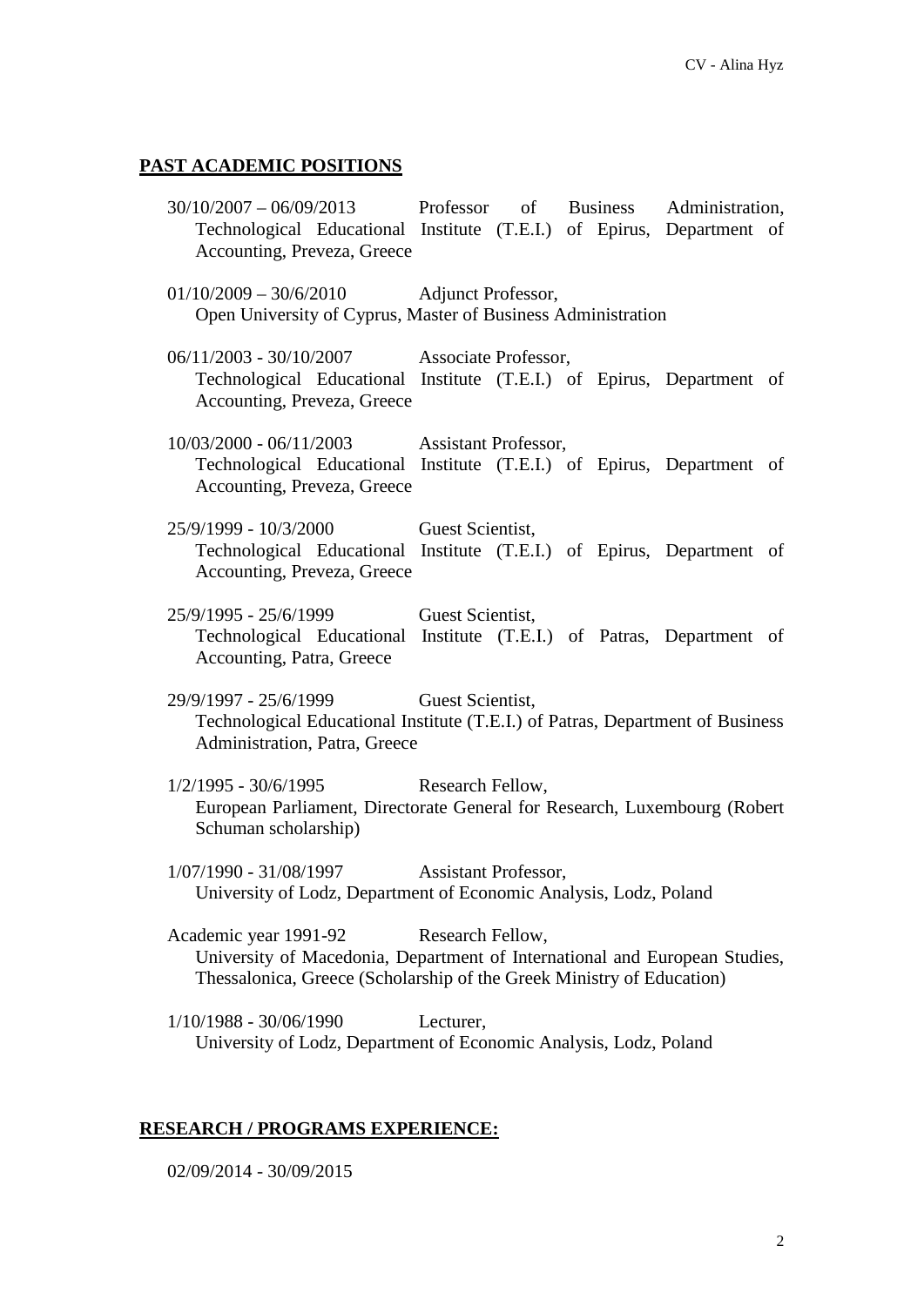## PAST ACADEMIC POSITIONS

30/10/2007 – 06/09/2013 Professor of Business Administration, Technological Educational Institute (T.E.I.) of Epirus, Department of Accounting, Preveza, Greece

01/10/2009 – 30/6/2010 Adjunct Professor, Open University of Cyprus, Master of Business Administration

06/11/2003 - 30/10/2007 Associate Professor, Technological Educational Institute (T.E.I.) of Epirus, Department of Accounting, Preveza, Greece

10/03/2000 - 06/11/2003 Assistant Professor, Technological Educational Institute (T.E.I.) of Epirus, Department of Accounting, Preveza, Greece

25/9/1999 - 10/3/2000 Guest Scientist, Technological Educational Institute (T.E.I.) of Epirus, Department of Accounting, Preveza, Greece

25/9/1995 - 25/6/1999 Guest Scientist, Technological Educational Institute (T.E.I.) of Patras, Department of Accounting, Patra, Greece

29/9/1997 - 25/6/1999 Guest Scientist, Technological Educational Institute (T.E.I.) of Patras, Department of Business Administration, Patra, Greece

1/2/1995 - 30/6/1995 Research Fellow, European Parliament, Directorate General for Research, Luxembourg (Robert Schuman scholarship)

1/07/1990 - 31/08/1997 Assistant Professor, University of Lodz, Department of Economic Analysis, Lodz, Poland

Academic year 1991-92 Research Fellow, University of Macedonia, Department of International and European Studies, Thessalonica, Greece (Scholarship of the Greek Ministry of Education)

1/10/1988 - 30/06/1990 Lecturer, University of Lodz, Department of Economic Analysis, Lodz, Poland

## RESEARCH / PROGRAMS EXPERIENCE:

02/09/2014 - 30/09/2015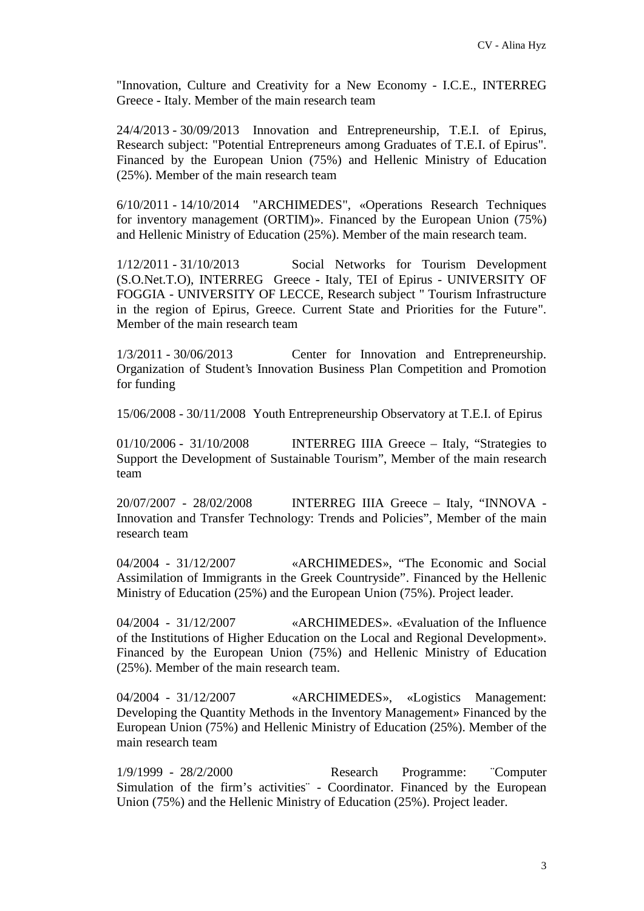"Innovation, Culture and Creativity for a New Economy - I.C.E., INTERREG Greece - Italy. Member of the main research team

24/4/2013 - 30/09/2013 Innovation and Entrepreneurship, T.E.I. of Epirus, Research subject: "Potential Entrepreneurs among Graduates of T.E.I. of Epirus". Financed by the European Union (75%) and Hellenic Ministry of Education (25%). Member of the main research team

6/10/2011 - 14/10/2014 "ARCHIMEDES", «Operations Research Techniques for inventory management (ORTIM)». Financed by the European Union (75%) and Hellenic Ministry of Education (25%). Member of the main research team.

1/12/2011 - 31/10/2013 Social Networks for Tourism Development (S.O.Net.T.O), INTERREG Greece - Italy, TEI of Epirus - UNIVERSITY OF FOGGIA - UNIVERSITY OF LECCE, Research subject " Tourism Infrastructure in the region of Epirus, Greece. Current State and Priorities for the Future". Member of the main research team

1/3/2011 - 30/06/2013 Center for Innovation and Entrepreneurship. Organization of Student's Innovation Business Plan Competition and Promotion for funding

15/06/2008 - 30/11/2008 Youth Entrepreneurship Observatory at T.E.I. of Epirus

01/10/2006 - 31/10/2008 INTERREG IIIA Greece – Italy, "Strategies to Support the Development of Sustainable Tourism", Member of the main research team

20/07/2007 - 28/02/2008 INTERREG IIIA Greece – Italy, "INNOVA - Innovation and Transfer Technology: Trends and Policies", Member of the main research team

04/2004 - 31/12/2007 «ARCHIMEDES», "The Economic and Social Assimilation of Immigrants in the Greek Countryside". Financed by the Hellenic Ministry of Education (25%) and the European Union (75%). Project leader.

04/2004 - 31/12/2007 «ARCHIMEDES». «Evaluation of the Influence of the Institutions of Higher Education on the Local and Regional Development». Financed by the European Union (75%) and Hellenic Ministry of Education (25%). Member of the main research team.

04/2004 - 31/12/2007 «ARCHIMEDES», «Logistics Management: Developing the Quantity Methods in the Inventory Management» Financed by the European Union (75%) and Hellenic Ministry of Education (25%). Member of the main research team

1/9/1999 - 28/2/2000 Research Programme: ¨Computer Simulation of the firm's activities¨ - Coordinator. Financed by the European Union (75%) and the Hellenic Ministry of Education (25%). Project leader.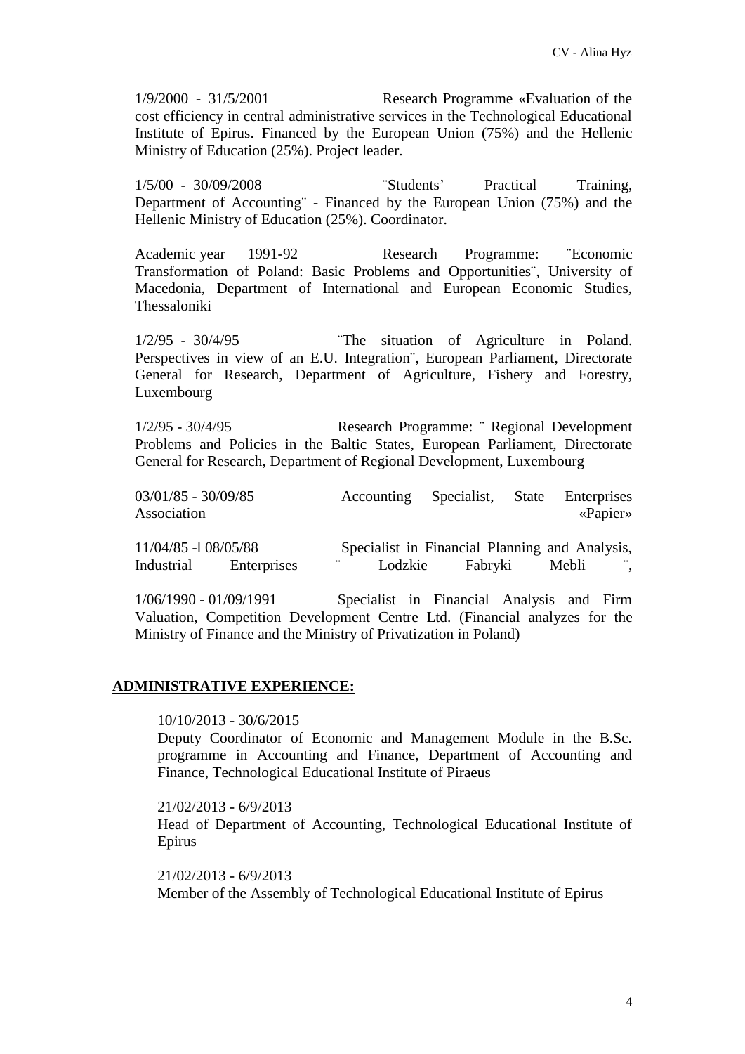1/9/2000 - 31/5/2001 Research Programme «Evaluation of the cost efficiency in central administrative services in the Technological Educational Institute of Epirus. Financed by the European Union (75%) and the Hellenic Ministry of Education (25%). Project leader.

1/5/00 - 30/09/2008 ¨Students' Practical Training, Department of Accounting¨ - Financed by the European Union (75%) and the Hellenic Ministry of Education (25%). Coordinator.

Academic year 1991-92 Research Programme: ¨Economic Transformation of Poland: Basic Problems and Opportunities¨, University of Macedonia, Department of International and European Economic Studies, Thessaloniki

1/2/95 - 30/4/95 ¨The situation of Agriculture in Poland. Perspectives in view of an E.U. Integration¨, European Parliament, Directorate General for Research, Department of Agriculture, Fishery and Forestry, Luxembourg

1/2/95 - 30/4/95 Research Programme: ¨ Regional Development Problems and Policies in the Baltic States, European Parliament, Directorate General for Research, Department of Regional Development, Luxembourg

03/01/85 - 30/09/85 Accounting Specialist, State Enterprises Association «Papier»

11/04/85 -l 08/05/88 Specialist in Financial Planning and Analysis, Industrial Enterprises ¨ Lodzkie Fabryki Mebli ¨,

1/06/1990 - 01/09/1991 Specialist in Financial Analysis and Firm Valuation, Competition Development Centre Ltd. (Financial analyzes for the Ministry of Finance and the Ministry of Privatization in Poland)

## ADMINISTRATIVE EXPERIENCE:

10/10/2013 - 30/6/2015
Deputy Coordinator of Economic and Management Module in the B.Sc. programme in Accounting and Finance, Department of Accounting and Finance, Technological Educational Institute of Piraeus

21/02/2013 - 6/9/2013
Head of Department of Accounting, Technological Educational Institute of Epirus

21/02/2013 - 6/9/2013
Member of the Assembly of Technological Educational Institute of Epirus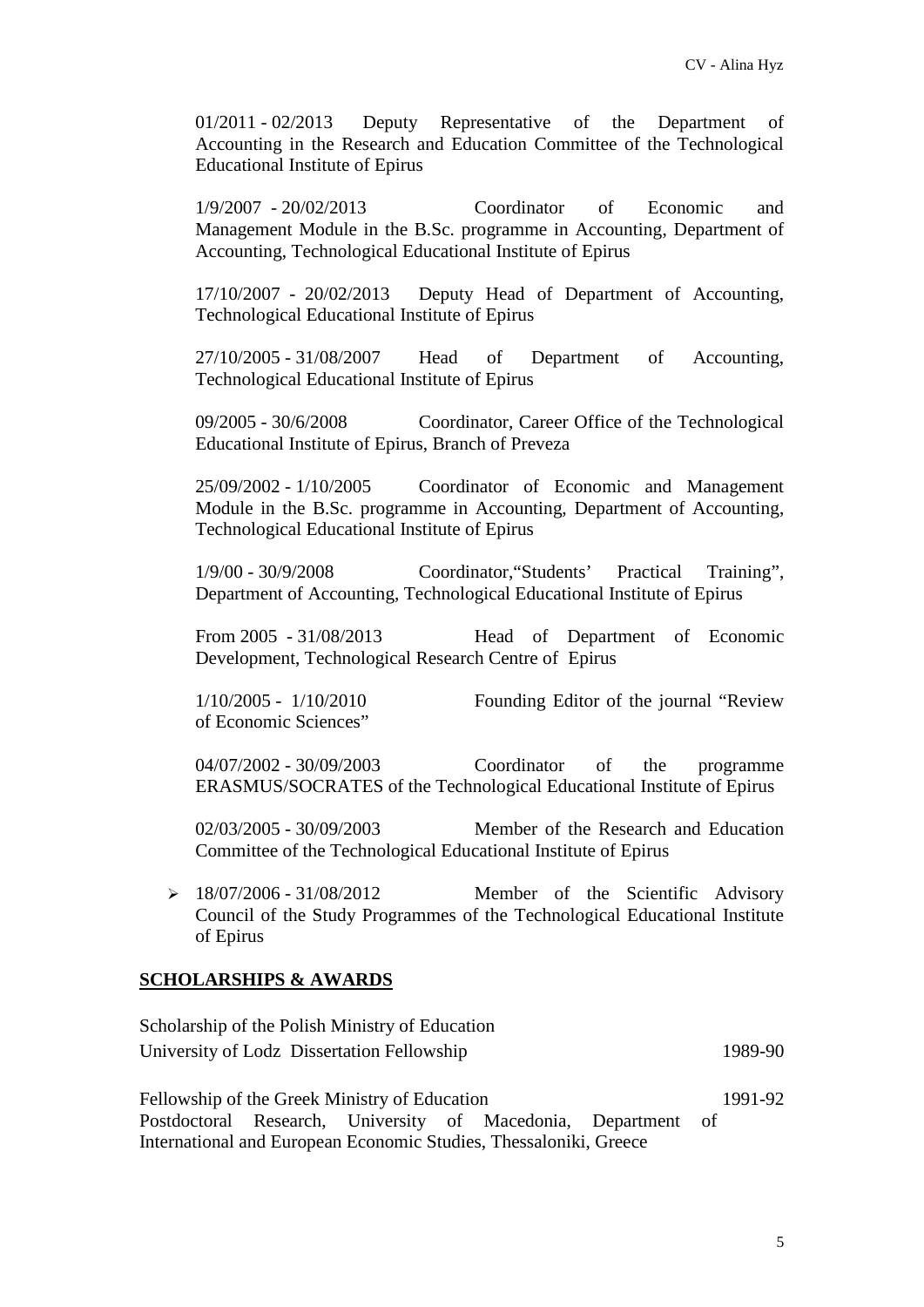01/2011 - 02/2013 Deputy Representative of the Department of Accounting in the Research and Education Committee of the Technological Educational Institute of Epirus

1/9/2007 - 20/02/2013 Coordinator of Economic and Management Module in the B.Sc. programme in Accounting, Department of Accounting, Technological Educational Institute of Epirus

17/10/2007 - 20/02/2013 Deputy Head of Department of Accounting, Technological Educational Institute of Epirus

27/10/2005 - 31/08/2007 Head of Department of Accounting, Technological Educational Institute of Epirus

09/2005 - 30/6/2008 Coordinator, Career Office of the Technological Educational Institute of Epirus, Branch of Preveza

25/09/2002 - 1/10/2005 Coordinator of Economic and Management Module in the B.Sc. programme in Accounting, Department of Accounting, Technological Educational Institute of Epirus

1/9/00 - 30/9/2008 Coordinator,"Students' Practical Training", Department of Accounting, Technological Educational Institute of Epirus

From 2005 - 31/08/2013 Head of Department of Economic Development, Technological Research Centre of Epirus

1/10/2005 - 1/10/2010 Founding Editor of the journal "Review of Economic Sciences"

04/07/2002 - 30/09/2003 Coordinator of the programme ERASMUS/SOCRATES of the Technological Educational Institute of Epirus

02/03/2005 - 30/09/2003 Member of the Research and Education Committee of the Technological Educational Institute of Epirus

- 18/07/2006 - 31/08/2012 Member of the Scientific Advisory Council of the Study Programmes of the Technological Educational Institute of Epirus

## SCHOLARSHIPS & AWARDS

Scholarship of the Polish Ministry of Education
University of Lodz Dissertation Fellowship 1989-90

Fellowship of the Greek Ministry of Education 1991-92
Postdoctoral Research, University of Macedonia, Department of International and European Economic Studies, Thessaloniki, Greece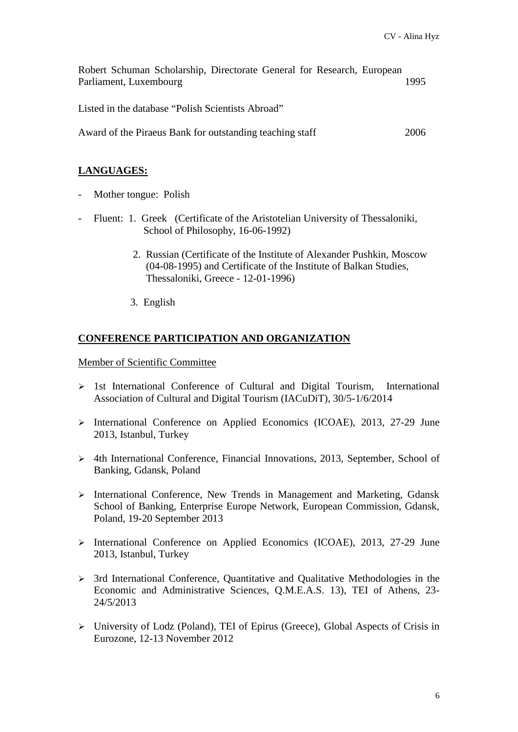Robert Schuman Scholarship, Directorate General for Research, European Parliament, Luxembourg 1995

Listed in the database "Polish Scientists Abroad"

Award of the Piraeus Bank for outstanding teaching staff 2006

## LANGUAGES:

- Mother tongue: Polish
- Fluent:
  1. Greek (Certificate of the Aristotelian University of Thessaloniki, School of Philosophy, 16-06-1992)
  2. Russian (Certificate of the Institute of Alexander Pushkin, Moscow (04-08-1995) and Certificate of the Institute of Balkan Studies, Thessaloniki, Greece - 12-01-1996)
  3. English

## CONFERENCE PARTICIPATION AND ORGANIZATION

Member of Scientific Committee

- 1st International Conference of Cultural and Digital Tourism, International Association of Cultural and Digital Tourism (IACuDiT), 30/5-1/6/2014
- International Conference on Applied Economics (ICOAE), 2013, 27-29 June 2013, Istanbul, Turkey
- 4th International Conference, Financial Innovations, 2013, September, School of Banking, Gdansk, Poland
- International Conference, New Trends in Management and Marketing, Gdansk School of Banking, Enterprise Europe Network, European Commission, Gdansk, Poland, 19-20 September 2013
- International Conference on Applied Economics (ICOAE), 2013, 27-29 June 2013, Istanbul, Turkey
- 3rd International Conference, Quantitative and Qualitative Methodologies in the Economic and Administrative Sciences, Q.M.E.A.S. 13), TEI of Athens, 23-24/5/2013
- University of Lodz (Poland), TEI of Epirus (Greece), Global Aspects of Crisis in Eurozone, 12-13 November 2012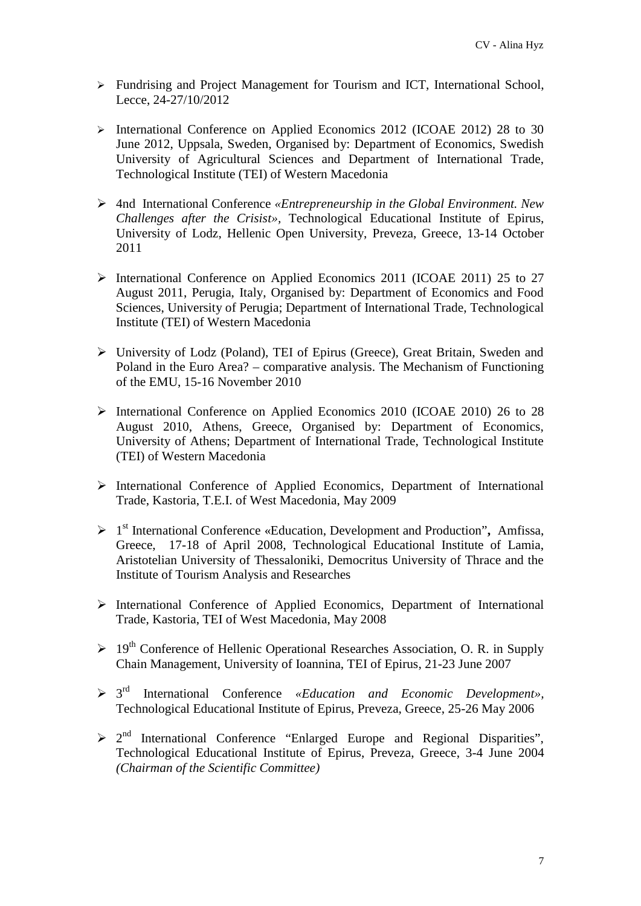- Fundrising and Project Management for Tourism and ICT, International School, Lecce, 24-27/10/2012

- International Conference on Applied Economics 2012 (ICOAE 2012) 28 to 30 June 2012, Uppsala, Sweden, Organised by: Department of Economics, Swedish University of Agricultural Sciences and Department of International Trade, Technological Institute (TEI) of Western Macedonia

- 4nd International Conference *«Entrepreneurship in the Global Environment. New Challenges after the Crisist»*, Technological Educational Institute of Epirus, University of Lodz, Hellenic Open University, Preveza, Greece, 13-14 October 2011

- International Conference on Applied Economics 2011 (ICOAE 2011) 25 to 27 August 2011, Perugia, Italy, Organised by: Department of Economics and Food Sciences, University of Perugia; Department of International Trade, Technological Institute (TEI) of Western Macedonia

- University of Lodz (Poland), TEI of Epirus (Greece), Great Britain, Sweden and Poland in the Euro Area? – comparative analysis. The Mechanism of Functioning of the EMU, 15-16 November 2010

- International Conference on Applied Economics 2010 (ICOAE 2010) 26 to 28 August 2010, Athens, Greece, Organised by: Department of Economics, University of Athens; Department of International Trade, Technological Institute (TEI) of Western Macedonia

- International Conference of Applied Economics, Department of International Trade, Kastoria, T.E.I. of West Macedonia, May 2009

- 1st International Conference «Education, Development and Production"**,** Amfissa, Greece, 17-18 of April 2008, Technological Educational Institute of Lamia, Aristotelian University of Thessaloniki, Democritus University of Thrace and the Institute of Tourism Analysis and Researches

- International Conference of Applied Economics, Department of International Trade, Kastoria, TEI of West Macedonia, May 2008

- 19th Conference of Hellenic Operational Researches Association, O. R. in Supply Chain Management, University of Ioannina, TEI of Epirus, 21-23 June 2007

- 3rd International Conference *«Education and Economic Development»*, Technological Educational Institute of Epirus, Preveza, Greece, 25-26 May 2006

- 2nd International Conference "Enlarged Europe and Regional Disparities", Technological Educational Institute of Epirus, Preveza, Greece, 3-4 June 2004 *(Chairman of the Scientific Committee)*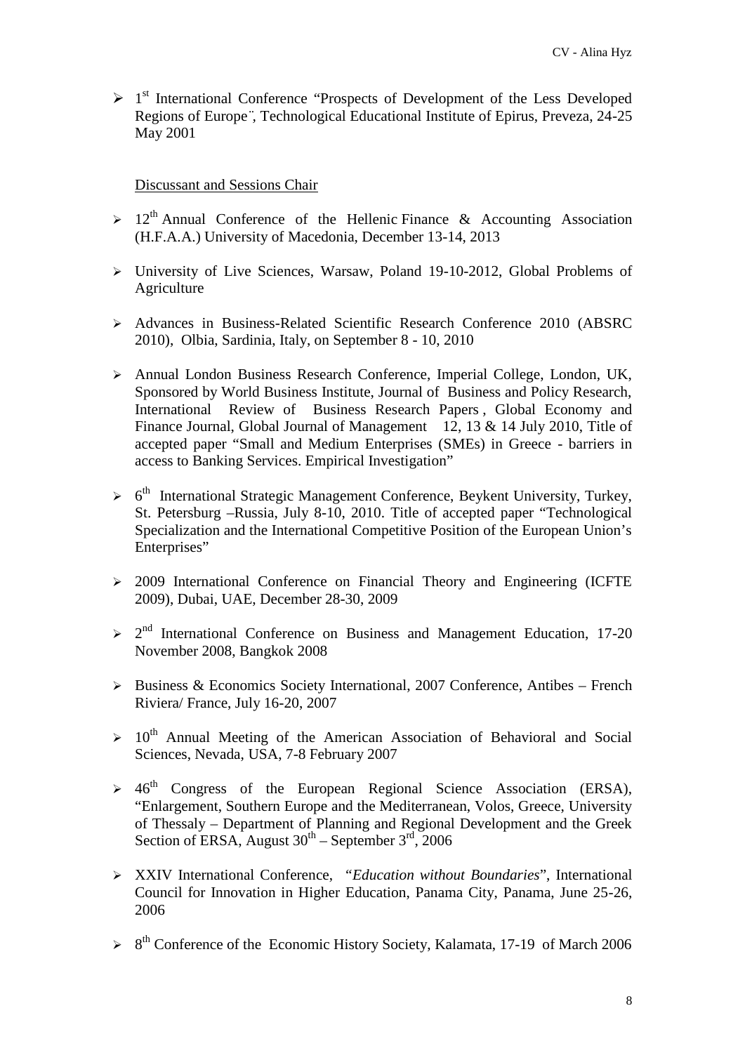- 1st International Conference "Prospects of Development of the Less Developed Regions of Europe¨, Technological Educational Institute of Epirus, Preveza, 24-25 May 2001

Discussant and Sessions Chair

- 12th Annual Conference of the Hellenic Finance & Accounting Association (H.F.A.A.) University of Macedonia, December 13-14, 2013
- University of Live Sciences, Warsaw, Poland 19-10-2012, Global Problems of Agriculture
- Advances in Business-Related Scientific Research Conference 2010 (ABSRC 2010), Olbia, Sardinia, Italy, on September 8 - 10, 2010
- Annual London Business Research Conference, Imperial College, London, UK, Sponsored by World Business Institute, Journal of Business and Policy Research, International Review of Business Research Papers , Global Economy and Finance Journal, Global Journal of Management 12, 13 & 14 July 2010, Title of accepted paper "Small and Medium Enterprises (SMEs) in Greece - barriers in access to Banking Services. Empirical Investigation"
- 6th International Strategic Management Conference, Beykent University, Turkey, St. Petersburg –Russia, July 8-10, 2010. Title of accepted paper "Technological Specialization and the International Competitive Position of the European Union's Enterprises"
- 2009 International Conference on Financial Theory and Engineering (ICFTE 2009), Dubai, UAE, December 28-30, 2009
- 2nd International Conference on Business and Management Education, 17-20 November 2008, Bangkok 2008
- Business & Economics Society International, 2007 Conference, Antibes – French Riviera/ France, July 16-20, 2007
- 10th Annual Meeting of the American Association of Behavioral and Social Sciences, Nevada, USA, 7-8 February 2007
- 46th Congress of the European Regional Science Association (ERSA), "Enlargement, Southern Europe and the Mediterranean, Volos, Greece, University of Thessaly – Department of Planning and Regional Development and the Greek Section of ERSA, August 30th – September 3rd, 2006
- XXIV International Conference, "*Education without Boundaries*", International Council for Innovation in Higher Education, Panama City, Panama, June 25-26, 2006
- 8th Conference of the Economic History Society, Kalamata, 17-19 of March 2006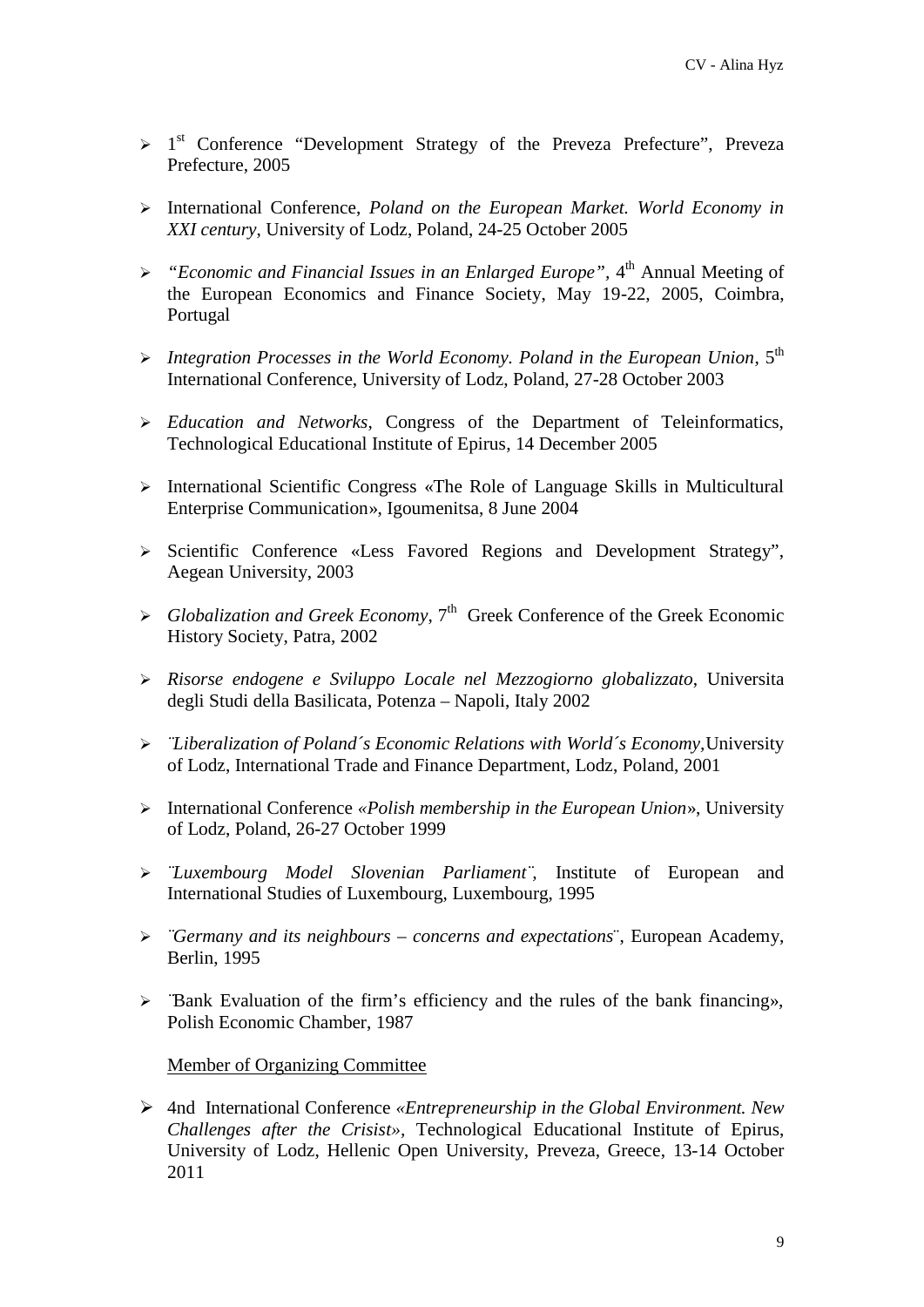- 1st Conference "Development Strategy of the Preveza Prefecture", Preveza Prefecture, 2005

- International Conference, *Poland on the European Market. World Economy in XXI century*, University of Lodz, Poland, 24-25 October 2005

- *"Economic and Financial Issues in an Enlarged Europe"*, 4th Annual Meeting of the European Economics and Finance Society, May 19-22, 2005, Coimbra, Portugal

- *Integration Processes in the World Economy. Poland in the European Union*, 5th International Conference, University of Lodz, Poland, 27-28 October 2003

- *Education and Networks*, Congress of the Department of Teleinformatics, Technological Educational Institute of Epirus, 14 December 2005

- International Scientific Congress «The Role of Language Skills in Multicultural Enterprise Communication», Igoumenitsa, 8 June 2004

- Scientific Conference «Less Favored Regions and Development Strategy", Aegean University, 2003

- *Globalization and Greek Economy*, 7th Greek Conference of the Greek Economic History Society, Patra, 2002

- *Risorse endogene e Sviluppo Locale nel Mezzogiorno globalizzato*, Universita degli Studi della Basilicata, Potenza – Napoli, Italy 2002

- *¨Liberalization of Poland´s Economic Relations with World´s Economy,*University of Lodz, International Trade and Finance Department, Lodz, Poland, 2001

- International Conference *«Polish membership in the European Union»*, University of Lodz, Poland, 26-27 October 1999

- *¨Luxembourg Model Slovenian Parliament¨*, Institute of European and International Studies of Luxembourg, Luxembourg, 1995

- *¨Germany and its neighbours – concerns and expectations¨*, European Academy, Berlin, 1995

- ¨Bank Evaluation of the firm's efficiency and the rules of the bank financing», Polish Economic Chamber, 1987

Member of Organizing Committee

- 4nd International Conference *«Entrepreneurship in the Global Environment. New Challenges after the Crisist»*, Technological Educational Institute of Epirus, University of Lodz, Hellenic Open University, Preveza, Greece, 13-14 October 2011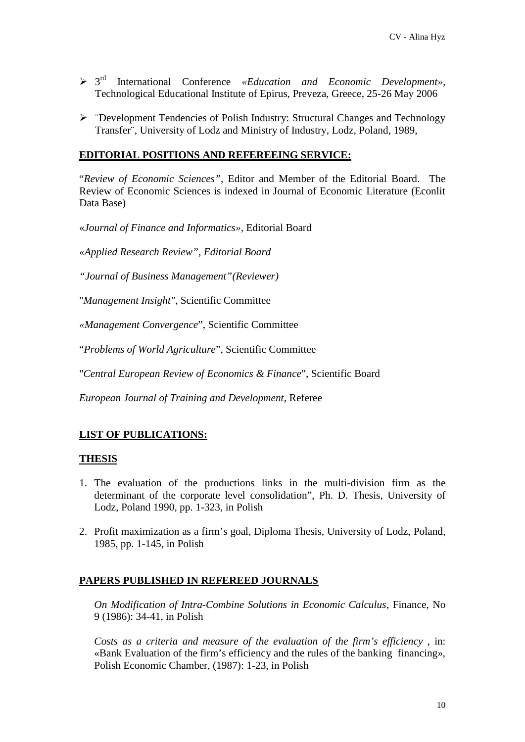- 3rd International Conference *«Education and Economic Development»*, Technological Educational Institute of Epirus, Preveza, Greece, 25-26 May 2006

- ¨Development Tendencies of Polish Industry: Structural Changes and Technology Transfer¨, University of Lodz and Ministry of Industry, Lodz, Poland, 1989,

**EDITORIAL POSITIONS AND REFEREEING SERVICE:**

"*Review of Economic Sciences"*, Editor and Member of the Editorial Board. The Review of Economic Sciences is indexed in Journal of Economic Literature (Econlit Data Base)

«*Journal of Finance and Informatics»*, Editorial Board

*«Applied Research Review", Editorial Board*

*"Journal of Business Management"(Reviewer)*

"*Management Insight"*, Scientific Committee

*«Management Convergence*", Scientific Committee

"*Problems of World Agriculture*", Scientific Committee

"*Central European Review of Economics & Finance*", Scientific Board

*European Journal of Training and Development*, Referee

**LIST OF PUBLICATIONS:**

**THESIS**

1. The evaluation of the productions links in the multi-division firm as the determinant of the corporate level consolidation", Ph. D. Thesis, University of Lodz, Poland 1990, pp. 1-323, in Polish

2. Profit maximization as a firm's goal, Diploma Thesis, University of Lodz, Poland, 1985, pp. 1-145, in Polish

**PAPERS PUBLISHED IN REFEREED JOURNALS**

*On Modification of Intra-Combine Solutions in Economic Calculus*, Finance, No 9 (1986): 34-41, in Polish

*Costs as a criteria and measure of the evaluation of the firm's efficiency* , in: «Bank Evaluation of the firm's efficiency and the rules of the banking financing», Polish Economic Chamber, (1987): 1-23, in Polish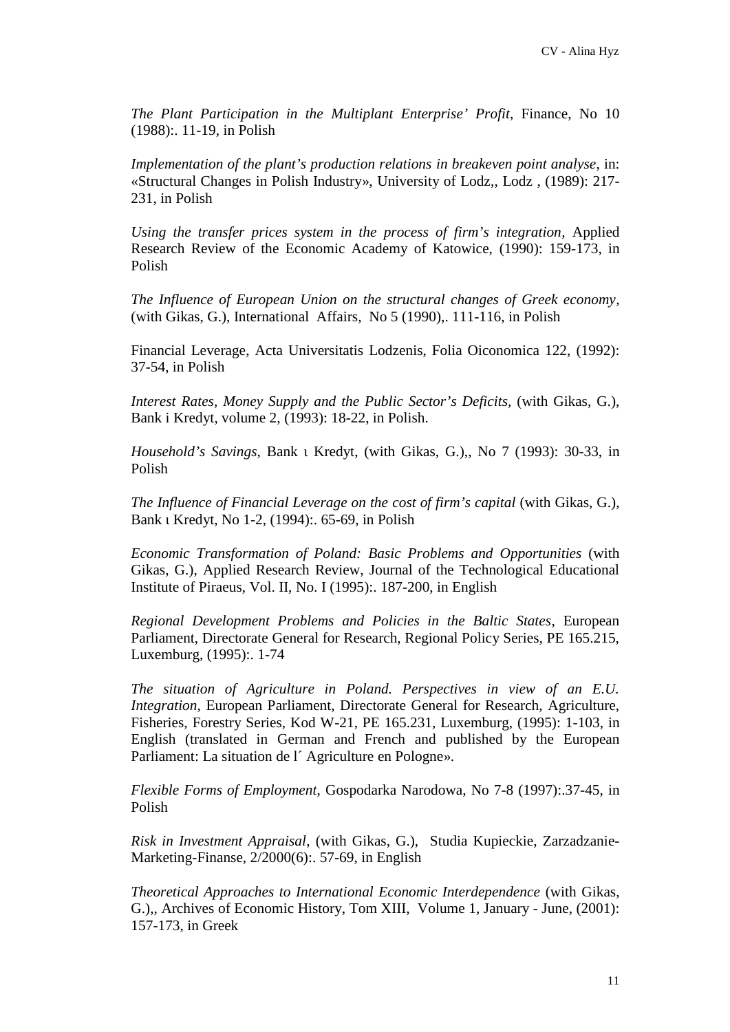*The Plant Participation in the Multiplant Enterprise' Profit*, Finance, No 10 (1988):. 11-19, in Polish

*Implementation of the plant's production relations in breakeven point analyse*, in: «Structural Changes in Polish Industry», University of Lodz,, Lodz , (1989): 217-231, in Polish

*Using the transfer prices system in the process of firm's integration*, Applied Research Review of the Economic Academy of Katowice, (1990): 159-173, in Polish

*The Influence of European Union on the structural changes of Greek economy*, (with Gikas, G.), International Affairs, No 5 (1990),. 111-116, in Polish

Financial Leverage, Acta Universitatis Lodzenis, Folia Oiconomica 122, (1992): 37-54, in Polish

*Interest Rates, Money Supply and the Public Sector's Deficits*, (with Gikas, G.), Bank i Kredyt, volume 2, (1993): 18-22, in Polish.

*Household's Savings*, Bank ι Kredyt, (with Gikas, G.),, No 7 (1993): 30-33, in Polish

*The Influence of Financial Leverage on the cost of firm's capital* (with Gikas, G.), Bank ι Kredyt, No 1-2, (1994):. 65-69, in Polish

*Economic Transformation of Poland: Basic Problems and Opportunities* (with Gikas, G.), Applied Research Review, Journal of the Technological Educational Institute of Piraeus, Vol. II, No. I (1995):. 187-200, in English

*Regional Development Problems and Policies in the Baltic States*, European Parliament, Directorate General for Research, Regional Policy Series, PE 165.215, Luxemburg, (1995):. 1-74

*The situation of Agriculture in Poland. Perspectives in view of an E.U. Integration*, European Parliament, Directorate General for Research, Agriculture, Fisheries, Forestry Series, Kod W-21, PE 165.231, Luxemburg, (1995): 1-103, in English (translated in German and French and published by the European Parliament: La situation de l´ Agriculture en Pologne».

*Flexible Forms of Employment*, Gospodarka Narodowa, No 7-8 (1997):.37-45, in Polish

*Risk in Investment Appraisal*, (with Gikas, G.), Studia Kupieckie, Zarzadzanie-Marketing-Finanse, 2/2000(6):. 57-69, in English

*Theoretical Approaches to International Economic Interdependence* (with Gikas, G.),, Archives of Economic History, Tom XIII, Volume 1, January - June, (2001): 157-173, in Greek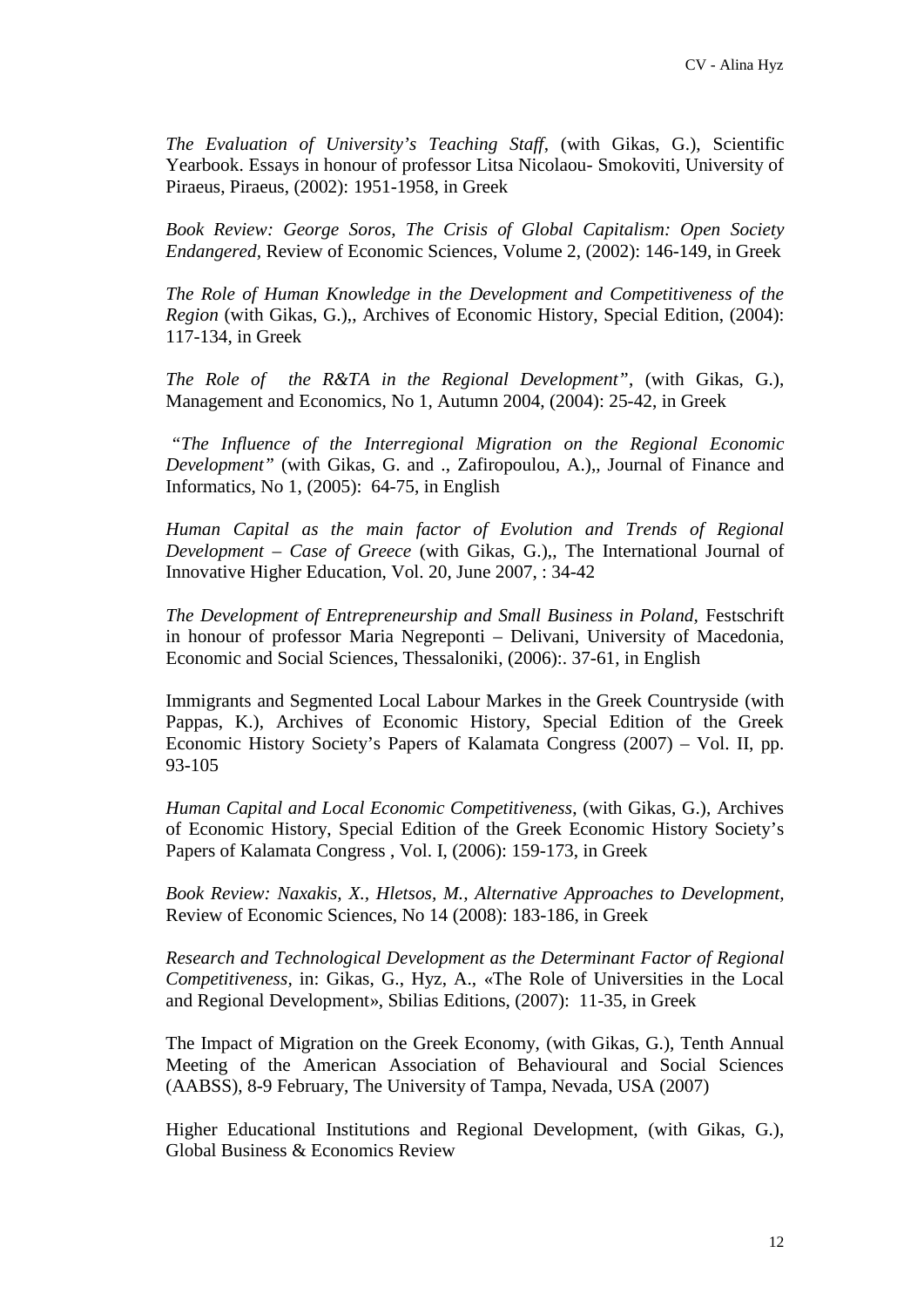*The Evaluation of University's Teaching Staff*, (with Gikas, G.), Scientific Yearbook. Essays in honour of professor Litsa Nicolaou- Smokoviti, University of Piraeus, Piraeus, (2002): 1951-1958, in Greek

*Book Review: George Soros, The Crisis of Global Capitalism: Open Society Endangered*, Review of Economic Sciences, Volume 2, (2002): 146-149, in Greek

*The Role of Human Knowledge in the Development and Competitiveness of the Region* (with Gikas, G.),, Archives of Economic History, Special Edition, (2004): 117-134, in Greek

*The Role of the R&TA in the Regional Development"*, (with Gikas, G.), Management and Economics, No 1, Autumn 2004, (2004): 25-42, in Greek

*"The Influence of the Interregional Migration on the Regional Economic Development"* (with Gikas, G. and ., Zafiropoulou, A.),, Journal of Finance and Informatics, No 1, (2005): 64-75, in English

*Human Capital as the main factor of Evolution and Trends of Regional Development – Case of Greece* (with Gikas, G.),, The International Journal of Innovative Higher Education, Vol. 20, June 2007, : 34-42

*The Development of Entrepreneurship and Small Business in Poland*, Festschrift in honour of professor Maria Negreponti – Delivani, University of Macedonia, Economic and Social Sciences, Thessaloniki, (2006):. 37-61, in English

Immigrants and Segmented Local Labour Markes in the Greek Countryside (with Pappas, K.), Archives of Economic History, Special Edition of the Greek Economic History Society's Papers of Kalamata Congress (2007) – Vol. II, pp. 93-105

*Human Capital and Local Economic Competitiveness*, (with Gikas, G.), Archives of Economic History, Special Edition of the Greek Economic History Society's Papers of Kalamata Congress , Vol. I, (2006): 159-173, in Greek

*Book Review: Naxakis, X., Hletsos, M., Alternative Approaches to Development*, Review of Economic Sciences, No 14 (2008): 183-186, in Greek

*Research and Technological Development as the Determinant Factor of Regional Competitiveness*, in: Gikas, G., Hyz, A., «The Role of Universities in the Local and Regional Development», Sbilias Editions, (2007): 11-35, in Greek

The Impact of Migration on the Greek Economy, (with Gikas, G.), Tenth Annual Meeting of the American Association of Behavioural and Social Sciences (AABSS), 8-9 February, The University of Tampa, Nevada, USA (2007)

Higher Educational Institutions and Regional Development, (with Gikas, G.), Global Business & Economics Review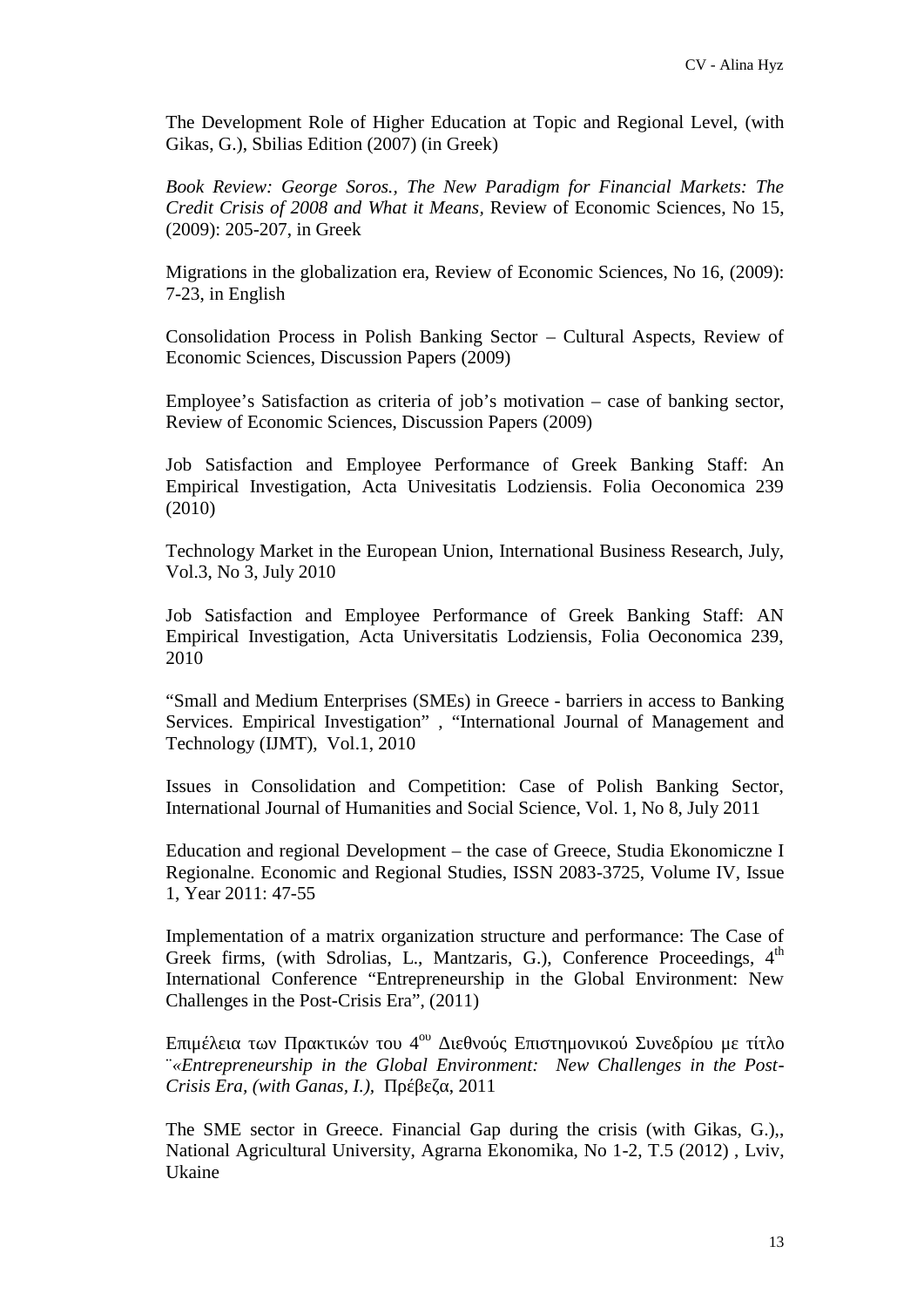The Development Role of Higher Education at Topic and Regional Level, (with Gikas, G.), Sbilias Edition (2007) (in Greek)

*Book Review: George Soros., The New Paradigm for Financial Markets: The Credit Crisis of 2008 and What it Means*, Review of Economic Sciences, No 15, (2009): 205-207, in Greek

Migrations in the globalization era, Review of Economic Sciences, No 16, (2009): 7-23, in English

Consolidation Process in Polish Banking Sector – Cultural Aspects, Review of Economic Sciences, Discussion Papers (2009)

Employee's Satisfaction as criteria of job's motivation – case of banking sector, Review of Economic Sciences, Discussion Papers (2009)

Job Satisfaction and Employee Performance of Greek Banking Staff: An Empirical Investigation, Acta Univesitatis Lodziensis. Folia Oeconomica 239 (2010)

Technology Market in the European Union, International Business Research, July, Vol.3, No 3, July 2010

Job Satisfaction and Employee Performance of Greek Banking Staff: AN Empirical Investigation, Acta Universitatis Lodziensis, Folia Oeconomica 239, 2010

"Small and Medium Enterprises (SMEs) in Greece - barriers in access to Banking Services. Empirical Investigation" , "International Journal of Management and Technology (IJMT), Vol.1, 2010

Issues in Consolidation and Competition: Case of Polish Banking Sector, International Journal of Humanities and Social Science, Vol. 1, No 8, July 2011

Education and regional Development – the case of Greece, Studia Ekonomiczne I Regionalne. Economic and Regional Studies, ISSN 2083-3725, Volume IV, Issue 1, Year 2011: 47-55

Implementation of a matrix organization structure and performance: The Case of Greek firms, (with Sdrolias, L., Mantzaris, G.), Conference Proceedings, 4th International Conference "Entrepreneurship in the Global Environment: New Challenges in the Post-Crisis Era", (2011)

Επιμέλεια των Πρακτικών του 4ου Διεθνούς Επιστημονικού Συνεδρίου με τίτλο ¨«*Entrepreneurship in the Global Environment: New Challenges in the Post-Crisis Era, (with Ganas, I.),* Πρέβεζα, 2011

The SME sector in Greece. Financial Gap during the crisis (with Gikas, G.),, National Agricultural University, Agrarna Ekonomika, No 1-2, T.5 (2012) , Lviv, Ukaine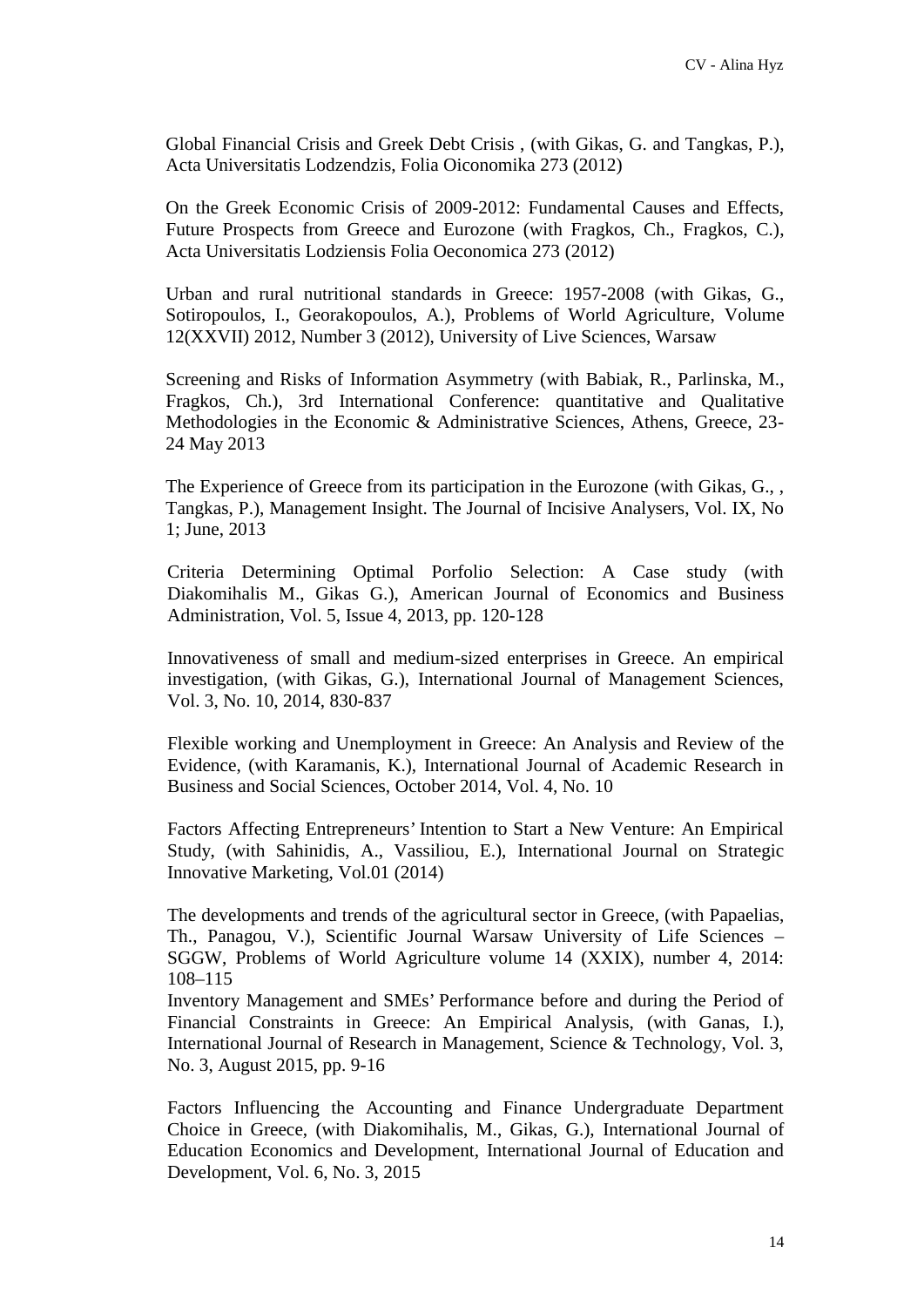Global Financial Crisis and Greek Debt Crisis , (with Gikas, G. and Tangkas, P.), Acta Universitatis Lodzendzis, Folia Oiconomika 273 (2012)

On the Greek Economic Crisis of 2009-2012: Fundamental Causes and Effects, Future Prospects from Greece and Eurozone (with Fragkos, Ch., Fragkos, C.), Acta Universitatis Lodziensis Folia Oeconomica 273 (2012)

Urban and rural nutritional standards in Greece: 1957-2008 (with Gikas, G., Sotiropoulos, I., Georakopoulos, A.), Problems of World Agriculture, Volume 12(XXVII) 2012, Number 3 (2012), University of Live Sciences, Warsaw

Screening and Risks of Information Asymmetry (with Babiak, R., Parlinska, M., Fragkos, Ch.), 3rd International Conference: quantitative and Qualitative Methodologies in the Economic & Administrative Sciences, Athens, Greece, 23-24 May 2013

The Experience of Greece from its participation in the Eurozone (with Gikas, G., , Tangkas, P.), Management Insight. The Journal of Incisive Analysers, Vol. IX, No 1; June, 2013

Criteria Determining Optimal Porfolio Selection: A Case study (with Diakomihalis M., Gikas G.), American Journal of Economics and Business Administration, Vol. 5, Issue 4, 2013, pp. 120-128

Innovativeness of small and medium-sized enterprises in Greece. An empirical investigation, (with Gikas, G.), International Journal of Management Sciences, Vol. 3, No. 10, 2014, 830-837

Flexible working and Unemployment in Greece: An Analysis and Review of the Evidence, (with Karamanis, K.), International Journal of Academic Research in Business and Social Sciences, October 2014, Vol. 4, No. 10

Factors Affecting Entrepreneurs' Intention to Start a New Venture: An Empirical Study, (with Sahinidis, A., Vassiliou, E.), International Journal on Strategic Innovative Marketing, Vol.01 (2014)

The developments and trends of the agricultural sector in Greece, (with Papaelias, Th., Panagou, V.), Scientific Journal Warsaw University of Life Sciences – SGGW, Problems of World Agriculture volume 14 (XXIX), number 4, 2014: 108–115

Inventory Management and SMEs' Performance before and during the Period of Financial Constraints in Greece: An Empirical Analysis, (with Ganas, I.), International Journal of Research in Management, Science & Technology, Vol. 3, No. 3, August 2015, pp. 9-16

Factors Influencing the Accounting and Finance Undergraduate Department Choice in Greece, (with Diakomihalis, M., Gikas, G.), International Journal of Education Economics and Development, International Journal of Education and Development, Vol. 6, No. 3, 2015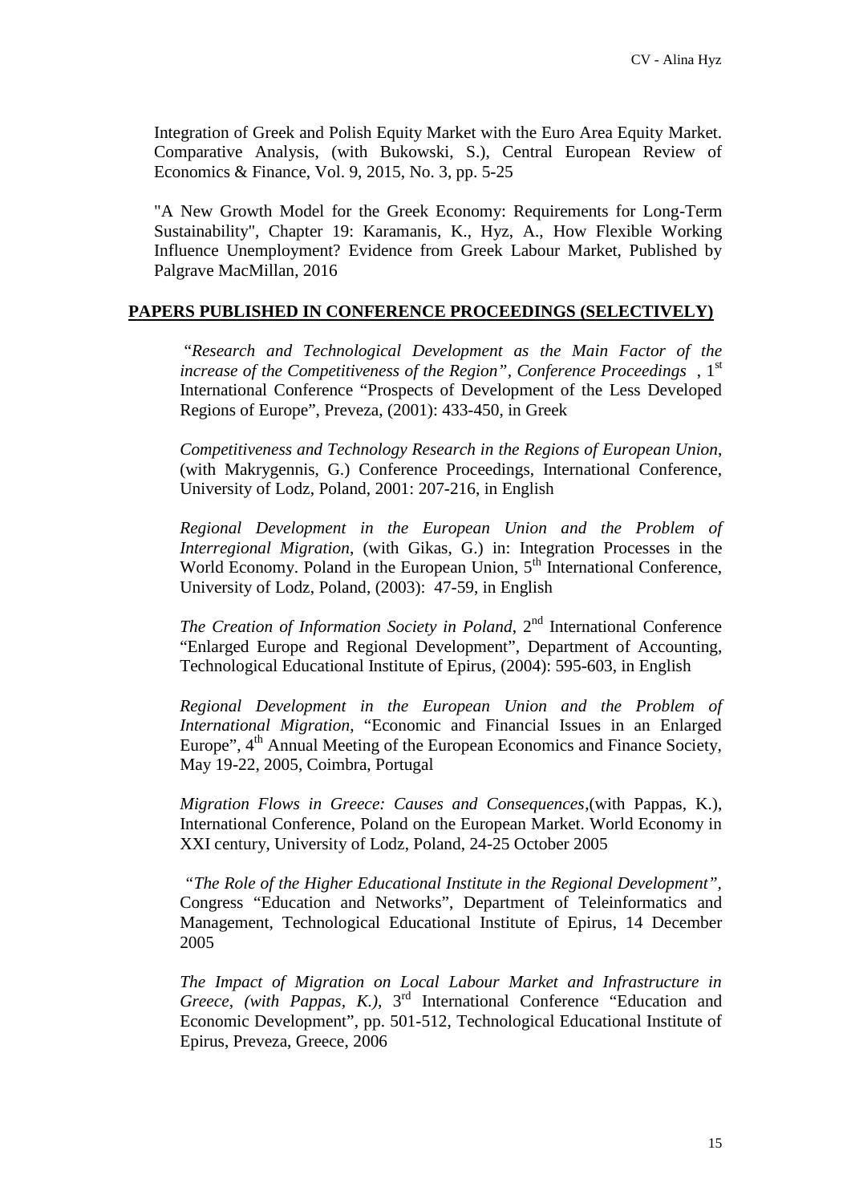Integration of Greek and Polish Equity Market with the Euro Area Equity Market. Comparative Analysis, (with Bukowski, S.), Central European Review of Economics & Finance, Vol. 9, 2015, No. 3, pp. 5-25

"A New Growth Model for the Greek Economy: Requirements for Long-Term Sustainability", Chapter 19: Karamanis, K., Hyz, A., How Flexible Working Influence Unemployment? Evidence from Greek Labour Market, Published by Palgrave MacMillan, 2016

## PAPERS PUBLISHED IN CONFERENCE PROCEEDINGS (SELECTIVELY)

*"Research and Technological Development as the Main Factor of the increase of the Competitiveness of the Region", Conference Proceedings* , 1st International Conference "Prospects of Development of the Less Developed Regions of Europe", Preveza, (2001): 433-450, in Greek

*Competitiveness and Technology Research in the Regions of European Union*, (with Makrygennis, G.) Conference Proceedings, International Conference, University of Lodz, Poland, 2001: 207-216, in English

*Regional Development in the European Union and the Problem of Interregional Migration*, (with Gikas, G.) in: Integration Processes in the World Economy. Poland in the European Union, 5th International Conference, University of Lodz, Poland, (2003): 47-59, in English

*The Creation of Information Society in Poland*, 2nd International Conference "Enlarged Europe and Regional Development", Department of Accounting, Technological Educational Institute of Epirus, (2004): 595-603, in English

*Regional Development in the European Union and the Problem of International Migration*, "Economic and Financial Issues in an Enlarged Europe", 4th Annual Meeting of the European Economics and Finance Society, May 19-22, 2005, Coimbra, Portugal

*Migration Flows in Greece: Causes and Consequences*,(with Pappas, K.), International Conference, Poland on the European Market. World Economy in XXI century, University of Lodz, Poland, 24-25 October 2005

*"The Role of the Higher Educational Institute in the Regional Development"*, Congress "Education and Networks", Department of Teleinformatics and Management, Technological Educational Institute of Epirus, 14 December 2005

*The Impact of Migration on Local Labour Market and Infrastructure in Greece, (with Pappas, K.),* 3rd International Conference "Education and Economic Development", pp. 501-512, Technological Educational Institute of Epirus, Preveza, Greece, 2006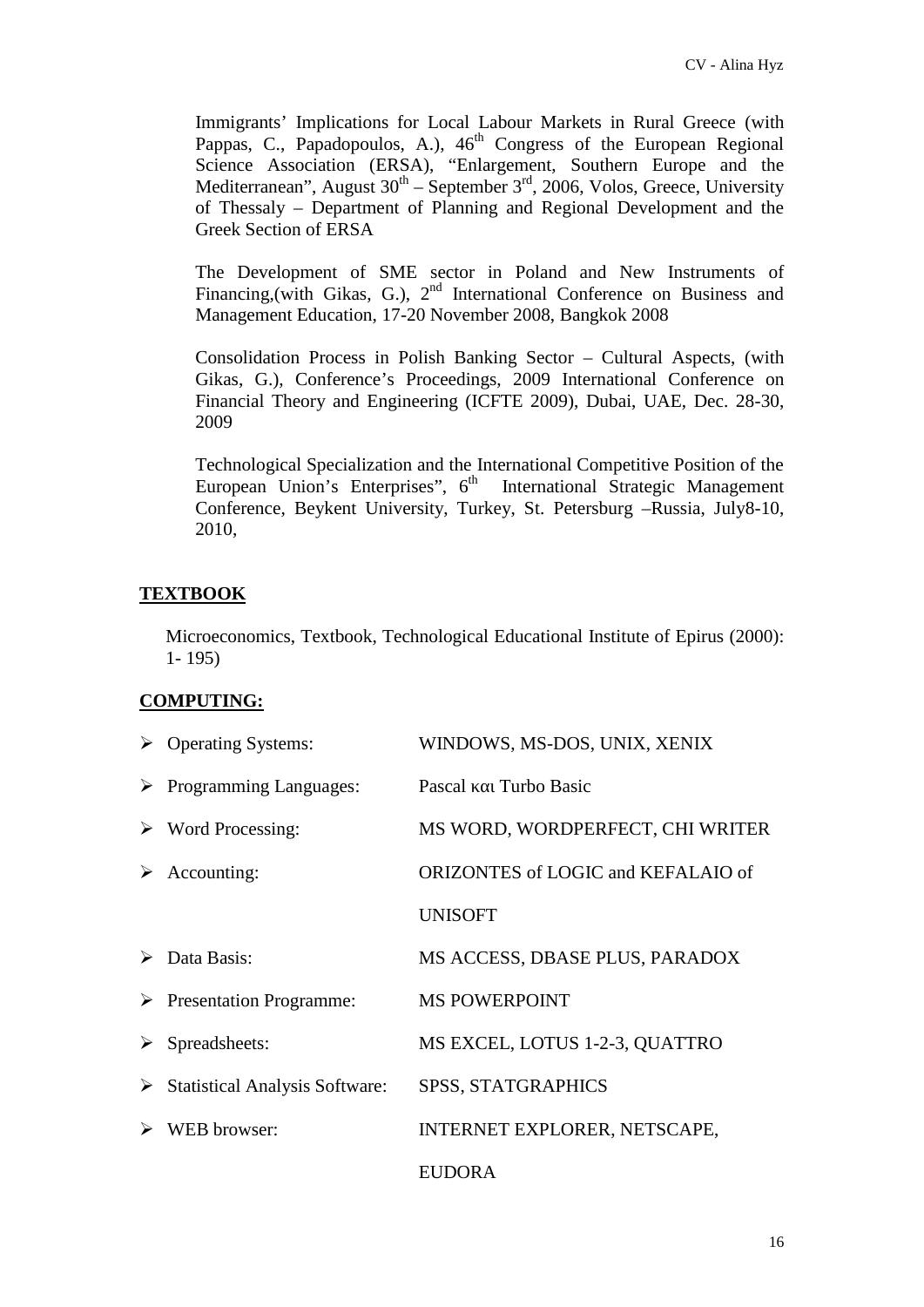Immigrants' Implications for Local Labour Markets in Rural Greece (with Pappas, C., Papadopoulos, A.), 46th Congress of the European Regional Science Association (ERSA), "Enlargement, Southern Europe and the Mediterranean", August 30th – September 3rd, 2006, Volos, Greece, University of Thessaly – Department of Planning and Regional Development and the Greek Section of ERSA

The Development of SME sector in Poland and New Instruments of Financing,(with Gikas, G.), 2nd International Conference on Business and Management Education, 17-20 November 2008, Bangkok 2008

Consolidation Process in Polish Banking Sector – Cultural Aspects, (with Gikas, G.), Conference's Proceedings, 2009 International Conference on Financial Theory and Engineering (ICFTE 2009), Dubai, UAE, Dec. 28-30, 2009

Technological Specialization and the International Competitive Position of the European Union's Enterprises", 6th International Strategic Management Conference, Beykent University, Turkey, St. Petersburg –Russia, July8-10, 2010,

## TEXTBOOK

Microeconomics, Textbook, Technological Educational Institute of Epirus (2000): 1- 195)

## COMPUTING:

- Operating Systems: WINDOWS, MS-DOS, UNIX, XENIX
- Programming Languages: Pascal και Turbo Basic
- Word Processing: MS WORD, WORDPERFECT, CHI WRITER
- Accounting: ORIZONTES of LOGIC and KEFALAIO of UNISOFT
- Data Basis: MS ACCESS, DBASE PLUS, PARADOX
- Presentation Programme: MS POWERPOINT
- Spreadsheets: MS EXCEL, LOTUS 1-2-3, QUATTRO
- Statistical Analysis Software: SPSS, STATGRAPHICS
- WEB browser: INTERNET EXPLORER, NETSCAPE, EUDORA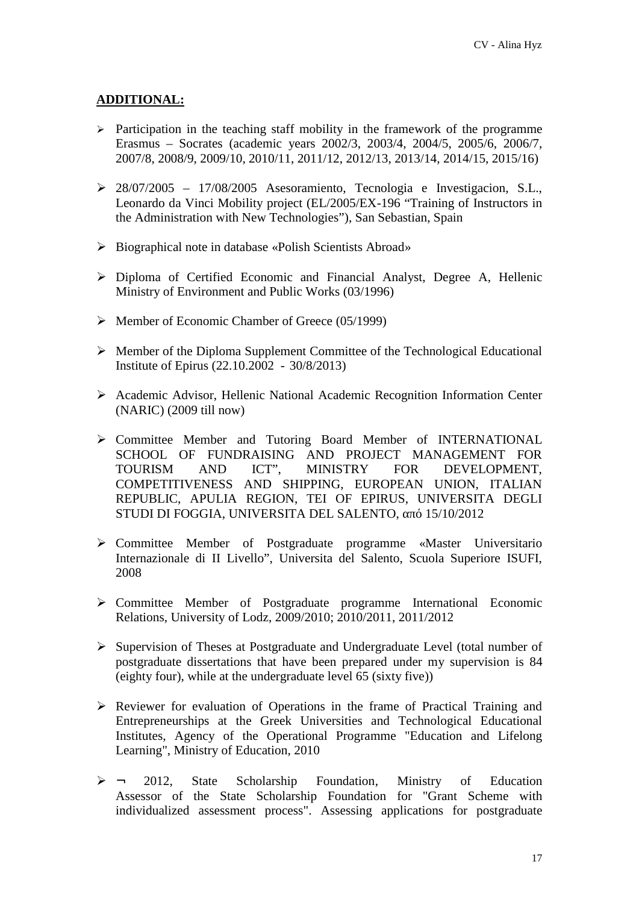**ADDITIONAL:**

- Participation in the teaching staff mobility in the framework of the programme Erasmus – Socrates (academic years 2002/3, 2003/4, 2004/5, 2005/6, 2006/7, 2007/8, 2008/9, 2009/10, 2010/11, 2011/12, 2012/13, 2013/14, 2014/15, 2015/16)
- 28/07/2005 – 17/08/2005 Asesoramiento, Tecnologia e Investigacion, S.L., Leonardo da Vinci Mobility project (EL/2005/EX-196 "Training of Instructors in the Administration with New Technologies"), San Sebastian, Spain
- Biographical note in database «Polish Scientists Abroad»
- Diploma of Certified Economic and Financial Analyst, Degree A, Hellenic Ministry of Environment and Public Works (03/1996)
- Member of Economic Chamber of Greece (05/1999)
- Member of the Diploma Supplement Committee of the Technological Educational Institute of Epirus (22.10.2002 - 30/8/2013)
- Academic Advisor, Hellenic National Academic Recognition Information Center (NARIC) (2009 till now)
- Committee Member and Tutoring Board Member of INTERNATIONAL SCHOOL OF FUNDRAISING AND PROJECT MANAGEMENT FOR TOURISM AND ICT", MINISTRY FOR DEVELOPMENT, COMPETITIVENESS AND SHIPPING, EUROPEAN UNION, ITALIAN REPUBLIC, APULIA REGION, TEI OF EPIRUS, UNIVERSITA DEGLI STUDI DI FOGGIA, UNIVERSITA DEL SALENTO, από 15/10/2012
- Committee Member of Postgraduate programme «Master Universitario Internazionale di II Livello", Universita del Salento, Scuola Superiore ISUFI, 2008
- Committee Member of Postgraduate programme International Economic Relations, University of Lodz, 2009/2010; 2010/2011, 2011/2012
- Supervision of Theses at Postgraduate and Undergraduate Level (total number of postgraduate dissertations that have been prepared under my supervision is 84 (eighty four), while at the undergraduate level 65 (sixty five))
- Reviewer for evaluation of Operations in the frame of Practical Training and Entrepreneurships at the Greek Universities and Technological Educational Institutes, Agency of the Operational Programme "Education and Lifelong Learning", Ministry of Education, 2010
- ¬ 2012, State Scholarship Foundation, Ministry of Education Assessor of the State Scholarship Foundation for "Grant Scheme with individualized assessment process". Assessing applications for postgraduate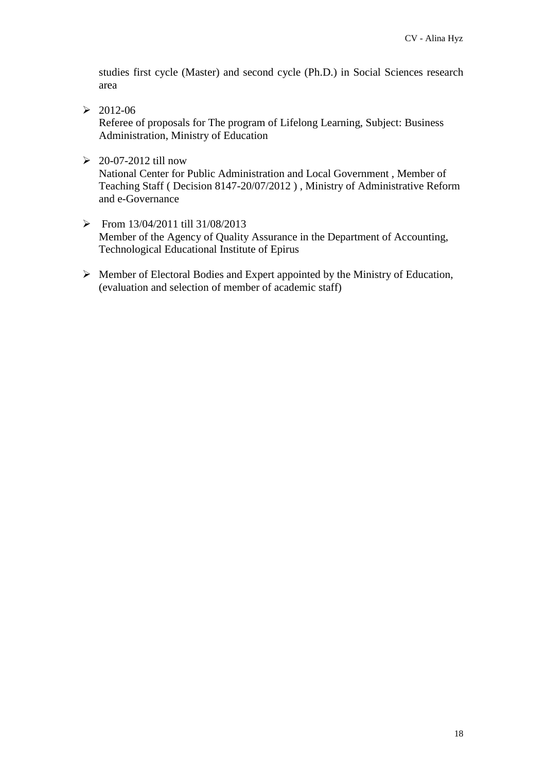studies first cycle (Master) and second cycle (Ph.D.) in Social Sciences research area

- 2012-06
  Referee of proposals for The program of Lifelong Learning, Subject: Business Administration, Ministry of Education

- 20-07-2012 till now
  National Center for Public Administration and Local Government , Member of Teaching Staff ( Decision 8147-20/07/2012 ) , Ministry of Administrative Reform and e-Governance

- From 13/04/2011 till 31/08/2013
  Member of the Agency of Quality Assurance in the Department of Accounting, Technological Educational Institute of Epirus

- Member of Electoral Bodies and Expert appointed by the Ministry of Education, (evaluation and selection of member of academic staff)